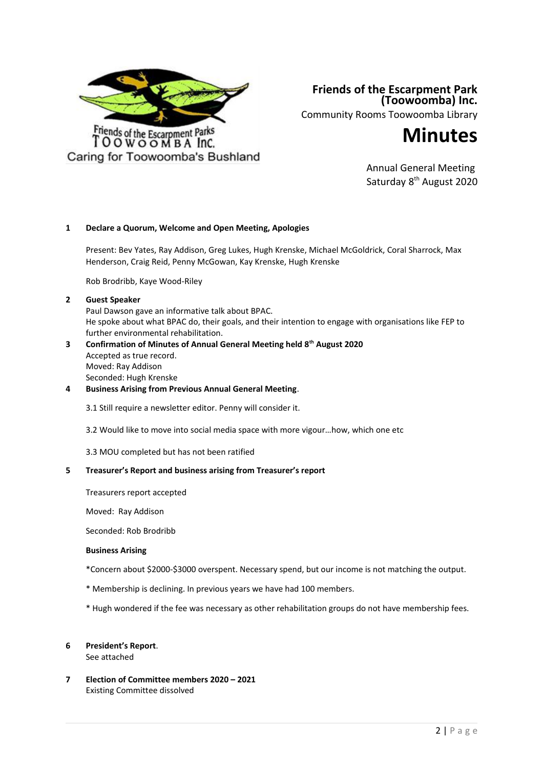Friends of the Escarpment Parks TOOWOOMBA Inc.
Caring for Toowoomba's Bushland

**Friends of the Escarpment Park (Toowoomba) Inc.**

Community Rooms Toowoomba Library

# Minutes

Annual General Meeting
Saturday 8th August 2020

**1 Declare a Quorum, Welcome and Open Meeting, Apologies**

Present: Bev Yates, Ray Addison, Greg Lukes, Hugh Krenske, Michael McGoldrick, Coral Sharrock, Max Henderson, Craig Reid, Penny McGowan, Kay Krenske, Hugh Krenske

Rob Brodribb, Kaye Wood-Riley

**2 Guest Speaker**

Paul Dawson gave an informative talk about BPAC.
He spoke about what BPAC do, their goals, and their intention to engage with organisations like FEP to further environmental rehabilitation.

**3 Confirmation of Minutes of Annual General Meeting held 8th August 2020**

Accepted as true record.
Moved: Ray Addison
Seconded: Hugh Krenske

**4 Business Arising from Previous Annual General Meeting**.

3.1 Still require a newsletter editor. Penny will consider it.

3.2 Would like to move into social media space with more vigour…how, which one etc

3.3 MOU completed but has not been ratified

**5 Treasurer's Report and business arising from Treasurer's report**

Treasurers report accepted

Moved: Ray Addison

Seconded: Rob Brodribb

**Business Arising**

*Concern about $2000-$3000 overspent. Necessary spend, but our income is not matching the output.

* Membership is declining. In previous years we have had 100 members.

* Hugh wondered if the fee was necessary as other rehabilitation groups do not have membership fees.

**6 President's Report**.

See attached

**7 Election of Committee members 2020 – 2021**

Existing Committee dissolved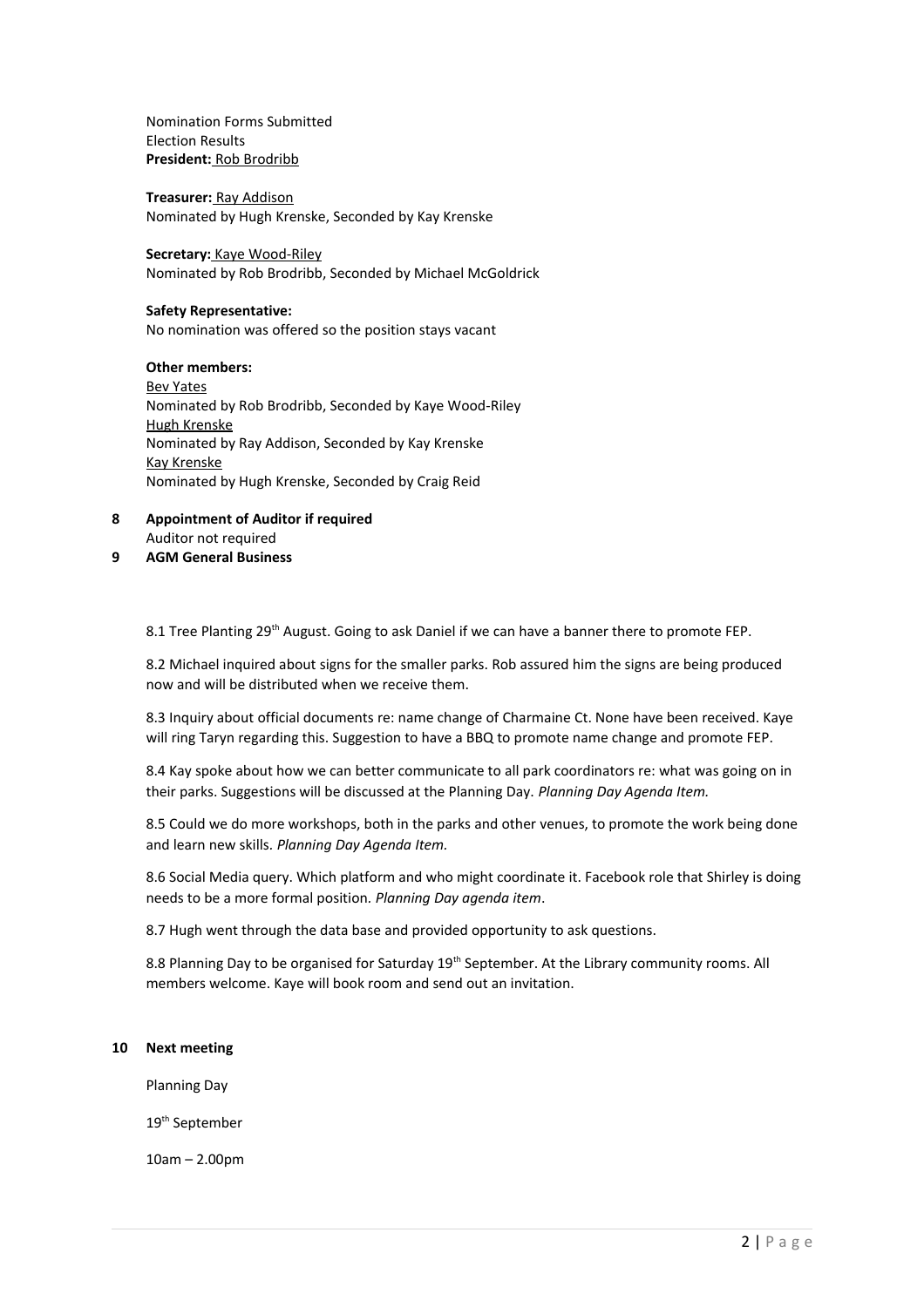Nomination Forms Submitted
Election Results
**President:** Rob Brodribb

**Treasurer:** Ray Addison
Nominated by Hugh Krenske, Seconded by Kay Krenske

**Secretary:** Kaye Wood-Riley
Nominated by Rob Brodribb, Seconded by Michael McGoldrick

**Safety Representative:**
No nomination was offered so the position stays vacant

**Other members:**
Bev Yates
Nominated by Rob Brodribb, Seconded by Kaye Wood-Riley
Hugh Krenske
Nominated by Ray Addison, Seconded by Kay Krenske
Kay Krenske
Nominated by Hugh Krenske, Seconded by Craig Reid

**8 Appointment of Auditor if required**
Auditor not required

**9 AGM General Business**

8.1 Tree Planting 29th August. Going to ask Daniel if we can have a banner there to promote FEP.

8.2 Michael inquired about signs for the smaller parks. Rob assured him the signs are being produced now and will be distributed when we receive them.

8.3 Inquiry about official documents re: name change of Charmaine Ct. None have been received. Kaye will ring Taryn regarding this. Suggestion to have a BBQ to promote name change and promote FEP.

8.4 Kay spoke about how we can better communicate to all park coordinators re: what was going on in their parks. Suggestions will be discussed at the Planning Day. *Planning Day Agenda Item.*

8.5 Could we do more workshops, both in the parks and other venues, to promote the work being done and learn new skills. *Planning Day Agenda Item.*

8.6 Social Media query. Which platform and who might coordinate it. Facebook role that Shirley is doing needs to be a more formal position. *Planning Day agenda item*.

8.7 Hugh went through the data base and provided opportunity to ask questions.

8.8 Planning Day to be organised for Saturday 19th September. At the Library community rooms. All members welcome. Kaye will book room and send out an invitation.

**10 Next meeting**

Planning Day

19th September

10am – 2.00pm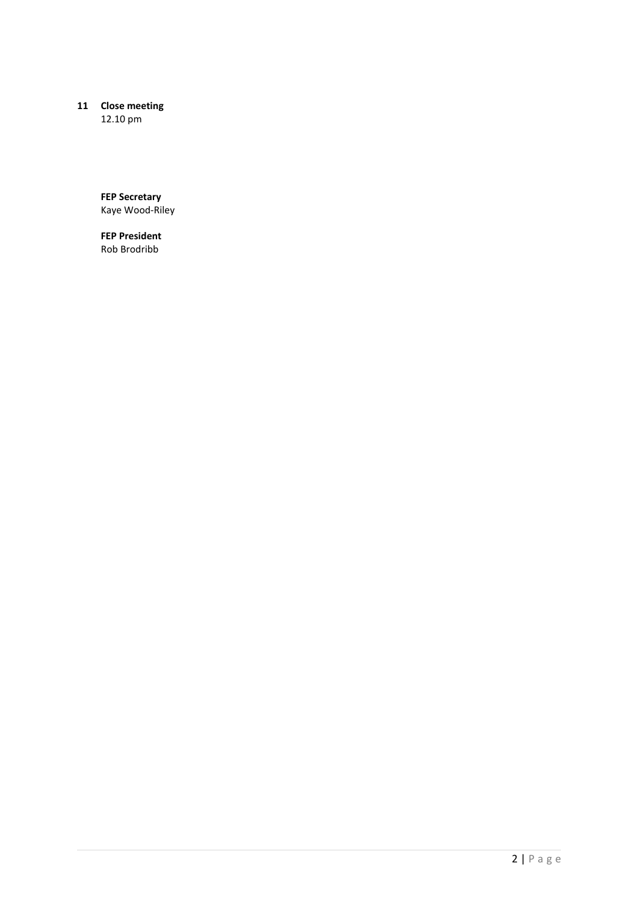**11 Close meeting**
12.10 pm

**FEP Secretary**
Kaye Wood-Riley

**FEP President**
Rob Brodribb